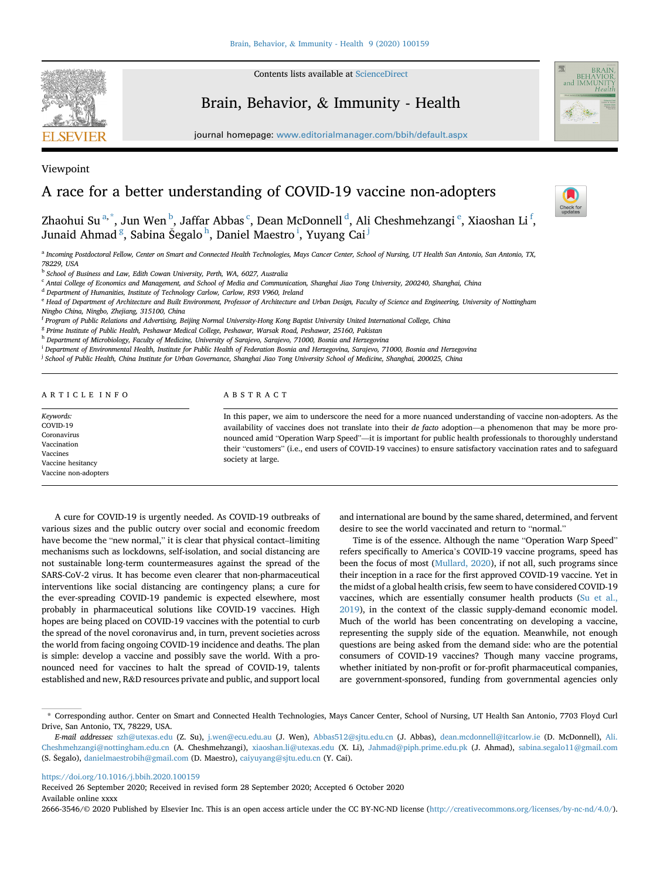Viewpoint

# A race for a better understanding of COVID-19 vaccine non-adopters

Zhaohui Su[a,*], Jun Wen[b], Jaffar Abbas[c], Dean McDonnell[d], Ali Cheshmehzangi[e], Xiaoshan Li[f], Junaid Ahmad[g], Sabina Šegalo[h], Daniel Maestro[i], Yuyang Cai[j]

[a] Incoming Postdoctoral Fellow, Center on Smart and Connected Health Technologies, Mays Cancer Center, School of Nursing, UT Health San Antonio, San Antonio, TX, 78229, USA
[b] School of Business and Law, Edith Cowan University, Perth, WA, 6027, Australia
[c] Antai College of Economics and Management, and School of Media and Communication, Shanghai Jiao Tong University, 200240, Shanghai, China
[d] Department of Humanities, Institute of Technology Carlow, Carlow, R93 V960, Ireland
[e] Head of Department of Architecture and Built Environment, Professor of Architecture and Urban Design, Faculty of Science and Engineering, University of Nottingham Ningbo China, Ningbo, Zhejiang, 315100, China
[f] Program of Public Relations and Advertising, Beijing Normal University-Hong Kong Baptist University United International College, China
[g] Prime Institute of Public Health, Peshawar Medical College, Peshawar, Warsak Road, Peshawar, 25160, Pakistan
[h] Department of Microbiology, Faculty of Medicine, University of Sarajevo, Sarajevo, 71000, Bosnia and Herzegovina
[i] Department of Environmental Health, Institute for Public Health of Federation Bosnia and Herzegovina, Sarajevo, 71000, Bosnia and Herzegovina
[j] School of Public Health, China Institute for Urban Governance, Shanghai Jiao Tong University School of Medicine, Shanghai, 200025, China

## ARTICLE INFO

*Keywords:*
COVID-19
Coronavirus
Vaccination
Vaccines
Vaccine hesitancy
Vaccine non-adopters

## ABSTRACT

In this paper, we aim to underscore the need for a more nuanced understanding of vaccine non-adopters. As the availability of vaccines does not translate into their *de facto* adoption—a phenomenon that may be more pronounced amid "Operation Warp Speed"—it is important for public health professionals to thoroughly understand their "customers" (i.e., end users of COVID-19 vaccines) to ensure satisfactory vaccination rates and to safeguard society at large.

A cure for COVID-19 is urgently needed. As COVID-19 outbreaks of various sizes and the public outcry over social and economic freedom have become the "new normal," it is clear that physical contact–limiting mechanisms such as lockdowns, self-isolation, and social distancing are not sustainable long-term countermeasures against the spread of the SARS-CoV-2 virus. It has become even clearer that non-pharmaceutical interventions like social distancing are contingency plans; a cure for the ever-spreading COVID-19 pandemic is expected elsewhere, most probably in pharmaceutical solutions like COVID-19 vaccines. High hopes are being placed on COVID-19 vaccines with the potential to curb the spread of the novel coronavirus and, in turn, prevent societies across the world from facing ongoing COVID-19 incidence and deaths. The plan is simple: develop a vaccine and possibly save the world. With a pronounced need for vaccines to halt the spread of COVID-19, talents established and new, R&D resources private and public, and support local and international are bound by the same shared, determined, and fervent desire to see the world vaccinated and return to "normal."

Time is of the essence. Although the name "Operation Warp Speed" refers specifically to America's COVID-19 vaccine programs, speed has been the focus of most (Mullard, 2020), if not all, such programs since their inception in a race for the first approved COVID-19 vaccine. Yet in the midst of a global health crisis, few seem to have considered COVID-19 vaccines, which are essentially consumer health products (Su et al., 2019), in the context of the classic supply-demand economic model. Much of the world has been concentrating on developing a vaccine, representing the supply side of the equation. Meanwhile, not enough questions are being asked from the demand side: who are the potential consumers of COVID-19 vaccines? Though many vaccine programs, whether initiated by non-profit or for-profit pharmaceutical companies, are government-sponsored, funding from governmental agencies only

\* Corresponding author. Center on Smart and Connected Health Technologies, Mays Cancer Center, School of Nursing, UT Health San Antonio, 7703 Floyd Curl Drive, San Antonio, TX, 78229, USA.

*E-mail addresses:* szh@utexas.edu (Z. Su), j.wen@ecu.edu.au (J. Wen), Abbas512@sjtu.edu.cn (J. Abbas), dean.mcdonnell@itcarlow.ie (D. McDonnell), Ali.Cheshmehzangi@nottingham.edu.cn (A. Cheshmehzangi), xiaoshan.li@utexas.edu (X. Li), Jahmad@piph.prime.edu.pk (J. Ahmad), sabina.segalo11@gmail.com (S. Šegalo), danielmaestrobih@gmail.com (D. Maestro), caiyuyang@sjtu.edu.cn (Y. Cai).

https://doi.org/10.1016/j.bbih.2020.100159
Received 26 September 2020; Received in revised form 28 September 2020; Accepted 6 October 2020
Available online xxxx
2666-3546/© 2020 Published by Elsevier Inc. This is an open access article under the CC BY-NC-ND license (http://creativecommons.org/licenses/by-nc-nd/4.0/).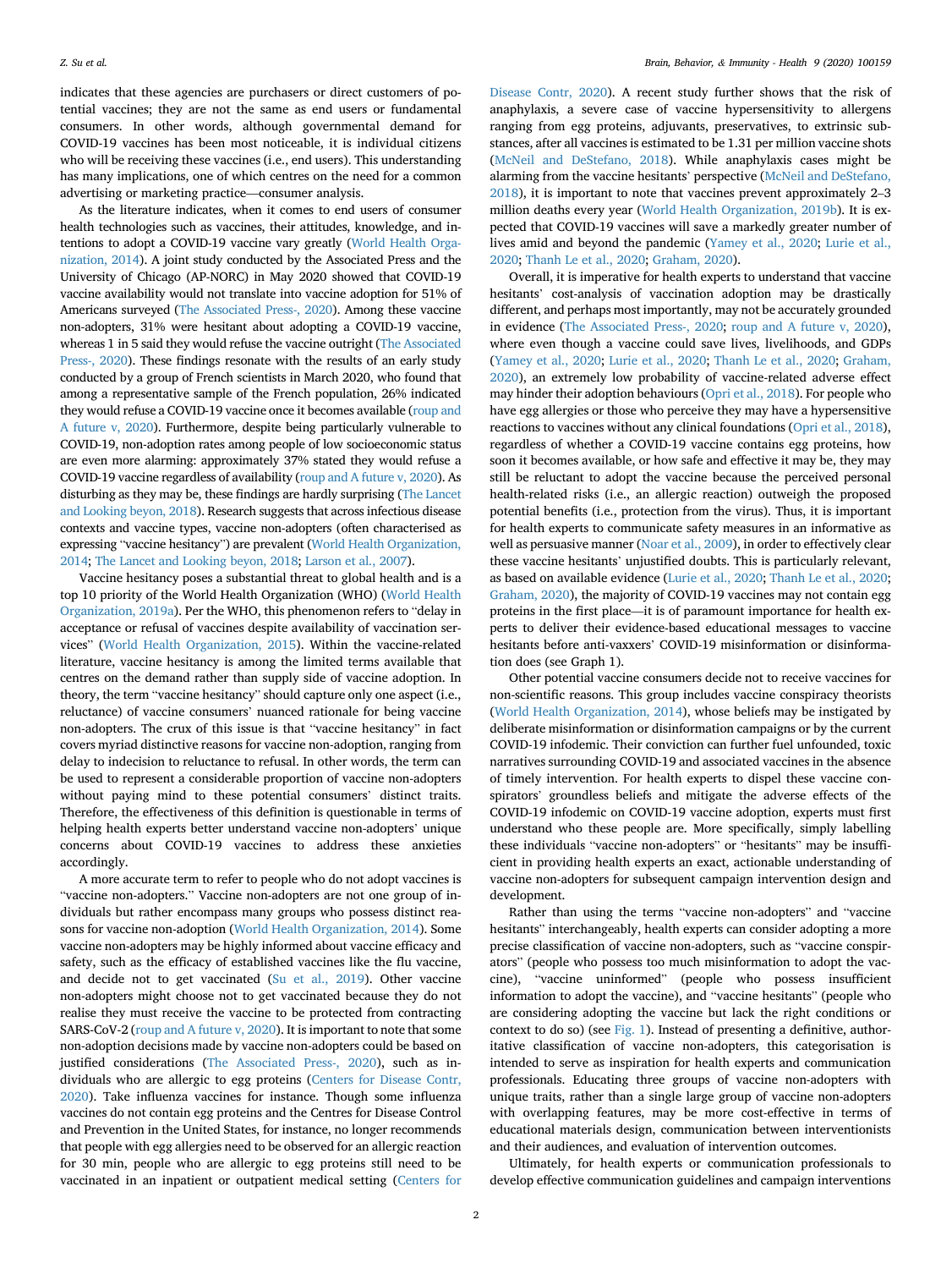indicates that these agencies are purchasers or direct customers of potential vaccines; they are not the same as end users or fundamental consumers. In other words, although governmental demand for COVID-19 vaccines has been most noticeable, it is individual citizens who will be receiving these vaccines (i.e., end users). This understanding has many implications, one of which centres on the need for a common advertising or marketing practice—consumer analysis.

As the literature indicates, when it comes to end users of consumer health technologies such as vaccines, their attitudes, knowledge, and intentions to adopt a COVID-19 vaccine vary greatly (World Health Organization, 2014). A joint study conducted by the Associated Press and the University of Chicago (AP-NORC) in May 2020 showed that COVID-19 vaccine availability would not translate into vaccine adoption for 51% of Americans surveyed (The Associated Press-, 2020). Among these vaccine non-adopters, 31% were hesitant about adopting a COVID-19 vaccine, whereas 1 in 5 said they would refuse the vaccine outright (The Associated Press-, 2020). These findings resonate with the results of an early study conducted by a group of French scientists in March 2020, who found that among a representative sample of the French population, 26% indicated they would refuse a COVID-19 vaccine once it becomes available (roup and A future v, 2020). Furthermore, despite being particularly vulnerable to COVID-19, non-adoption rates among people of low socioeconomic status are even more alarming: approximately 37% stated they would refuse a COVID-19 vaccine regardless of availability (roup and A future v, 2020). As disturbing as they may be, these findings are hardly surprising (The Lancet and Looking beyon, 2018). Research suggests that across infectious disease contexts and vaccine types, vaccine non-adopters (often characterised as expressing "vaccine hesitancy") are prevalent (World Health Organization, 2014; The Lancet and Looking beyon, 2018; Larson et al., 2007).

Vaccine hesitancy poses a substantial threat to global health and is a top 10 priority of the World Health Organization (WHO) (World Health Organization, 2019a). Per the WHO, this phenomenon refers to "delay in acceptance or refusal of vaccines despite availability of vaccination services" (World Health Organization, 2015). Within the vaccine-related literature, vaccine hesitancy is among the limited terms available that centres on the demand rather than supply side of vaccine adoption. In theory, the term "vaccine hesitancy" should capture only one aspect (i.e., reluctance) of vaccine consumers' nuanced rationale for being vaccine non-adopters. The crux of this issue is that "vaccine hesitancy" in fact covers myriad distinctive reasons for vaccine non-adoption, ranging from delay to indecision to reluctance to refusal. In other words, the term can be used to represent a considerable proportion of vaccine non-adopters without paying mind to these potential consumers' distinct traits. Therefore, the effectiveness of this definition is questionable in terms of helping health experts better understand vaccine non-adopters' unique concerns about COVID-19 vaccines to address these anxieties accordingly.

A more accurate term to refer to people who do not adopt vaccines is "vaccine non-adopters." Vaccine non-adopters are not one group of individuals but rather encompass many groups who possess distinct reasons for vaccine non-adoption (World Health Organization, 2014). Some vaccine non-adopters may be highly informed about vaccine efficacy and safety, such as the efficacy of established vaccines like the flu vaccine, and decide not to get vaccinated (Su et al., 2019). Other vaccine non-adopters might choose not to get vaccinated because they do not realise they must receive the vaccine to be protected from contracting SARS-CoV-2 (roup and A future v, 2020). It is important to note that some non-adoption decisions made by vaccine non-adopters could be based on justified considerations (The Associated Press-, 2020), such as individuals who are allergic to egg proteins (Centers for Disease Contr, 2020). Take influenza vaccines for instance. Though some influenza vaccines do not contain egg proteins and the Centres for Disease Control and Prevention in the United States, for instance, no longer recommends that people with egg allergies need to be observed for an allergic reaction for 30 min, people who are allergic to egg proteins still need to be vaccinated in an inpatient or outpatient medical setting (Centers for Disease Contr, 2020). A recent study further shows that the risk of anaphylaxis, a severe case of vaccine hypersensitivity to allergens ranging from egg proteins, adjuvants, preservatives, to extrinsic substances, after all vaccines is estimated to be 1.31 per million vaccine shots (McNeil and DeStefano, 2018). While anaphylaxis cases might be alarming from the vaccine hesitants' perspective (McNeil and DeStefano, 2018), it is important to note that vaccines prevent approximately 2–3 million deaths every year (World Health Organization, 2019b). It is expected that COVID-19 vaccines will save a markedly greater number of lives amid and beyond the pandemic (Yamey et al., 2020; Lurie et al., 2020; Thanh Le et al., 2020; Graham, 2020).

Overall, it is imperative for health experts to understand that vaccine hesitants' cost-analysis of vaccination adoption may be drastically different, and perhaps most importantly, may not be accurately grounded in evidence (The Associated Press-, 2020; roup and A future v, 2020), where even though a vaccine could save lives, livelihoods, and GDPs (Yamey et al., 2020; Lurie et al., 2020; Thanh Le et al., 2020; Graham, 2020), an extremely low probability of vaccine-related adverse effect may hinder their adoption behaviours (Opri et al., 2018). For people who have egg allergies or those who perceive they may have a hypersensitive reactions to vaccines without any clinical foundations (Opri et al., 2018), regardless of whether a COVID-19 vaccine contains egg proteins, how soon it becomes available, or how safe and effective it may be, they may still be reluctant to adopt the vaccine because the perceived personal health-related risks (i.e., an allergic reaction) outweigh the proposed potential benefits (i.e., protection from the virus). Thus, it is important for health experts to communicate safety measures in an informative as well as persuasive manner (Noar et al., 2009), in order to effectively clear these vaccine hesitants' unjustified doubts. This is particularly relevant, as based on available evidence (Lurie et al., 2020; Thanh Le et al., 2020; Graham, 2020), the majority of COVID-19 vaccines may not contain egg proteins in the first place—it is of paramount importance for health experts to deliver their evidence-based educational messages to vaccine hesitants before anti-vaxxers' COVID-19 misinformation or disinformation does (see Graph 1).

Other potential vaccine consumers decide not to receive vaccines for non-scientific reasons. This group includes vaccine conspiracy theorists (World Health Organization, 2014), whose beliefs may be instigated by deliberate misinformation or disinformation campaigns or by the current COVID-19 infodemic. Their conviction can further fuel unfounded, toxic narratives surrounding COVID-19 and associated vaccines in the absence of timely intervention. For health experts to dispel these vaccine conspirators' groundless beliefs and mitigate the adverse effects of the COVID-19 infodemic on COVID-19 vaccine adoption, experts must first understand who these people are. More specifically, simply labelling these individuals "vaccine non-adopters" or "hesitants" may be insufficient in providing health experts an exact, actionable understanding of vaccine non-adopters for subsequent campaign intervention design and development.

Rather than using the terms "vaccine non-adopters" and "vaccine hesitants" interchangeably, health experts can consider adopting a more precise classification of vaccine non-adopters, such as "vaccine conspirators" (people who possess too much misinformation to adopt the vaccine), "vaccine uninformed" (people who possess insufficient information to adopt the vaccine), and "vaccine hesitants" (people who are considering adopting the vaccine but lack the right conditions or context to do so) (see Fig. 1). Instead of presenting a definitive, authoritative classification of vaccine non-adopters, this categorisation is intended to serve as inspiration for health experts and communication professionals. Educating three groups of vaccine non-adopters with unique traits, rather than a single large group of vaccine non-adopters with overlapping features, may be more cost-effective in terms of educational materials design, communication between interventionists and their audiences, and evaluation of intervention outcomes.

Ultimately, for health experts or communication professionals to develop effective communication guidelines and campaign interventions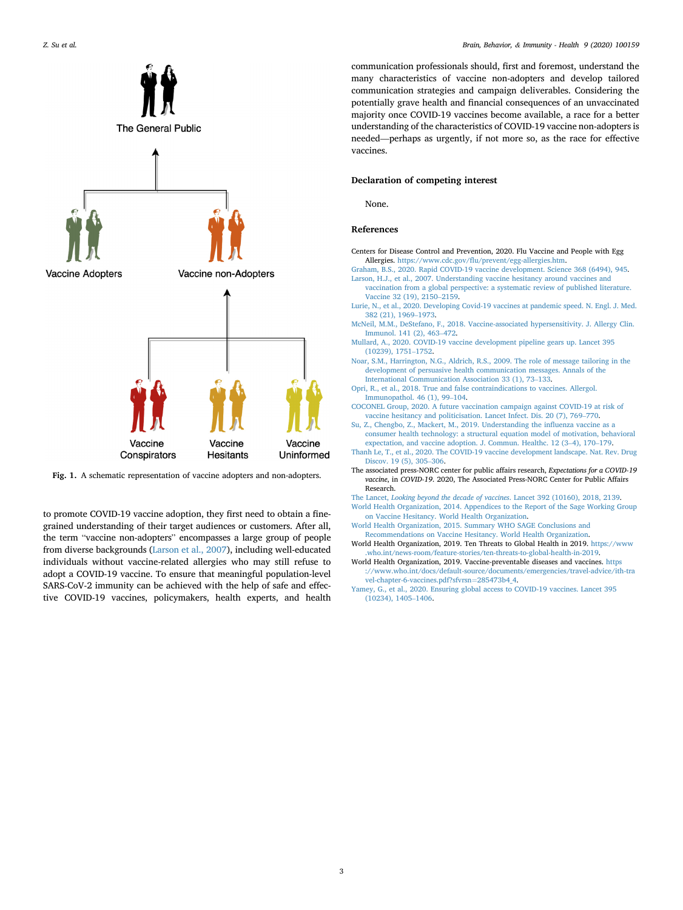The General Public

Vaccine Adopters

Vaccine non-Adopters

Vaccine Conspirators

Vaccine Hesitants

Vaccine Uninformed

**Fig. 1.** A schematic representation of vaccine adopters and non-adopters.

to promote COVID-19 vaccine adoption, they first need to obtain a fine-grained understanding of their target audiences or customers. After all, the term "vaccine non-adopters" encompasses a large group of people from diverse backgrounds (Larson et al., 2007), including well-educated individuals without vaccine-related allergies who may still refuse to adopt a COVID-19 vaccine. To ensure that meaningful population-level SARS-CoV-2 immunity can be achieved with the help of safe and effective COVID-19 vaccines, policymakers, health experts, and health communication professionals should, first and foremost, understand the many characteristics of vaccine non-adopters and develop tailored communication strategies and campaign deliverables. Considering the potentially grave health and financial consequences of an unvaccinated majority once COVID-19 vaccines become available, a race for a better understanding of the characteristics of COVID-19 vaccine non-adopters is needed—perhaps as urgently, if not more so, as the race for effective vaccines.

## Declaration of competing interest

None.

## References

Centers for Disease Control and Prevention, 2020. Flu Vaccine and People with Egg Allergies. https://www.cdc.gov/flu/prevent/egg-allergies.htm.

Graham, B.S., 2020. Rapid COVID-19 vaccine development. Science 368 (6494), 945.

Larson, H.J., et al., 2007. Understanding vaccine hesitancy around vaccines and vaccination from a global perspective: a systematic review of published literature. Vaccine 32 (19), 2150–2159.

Lurie, N., et al., 2020. Developing Covid-19 vaccines at pandemic speed. N. Engl. J. Med. 382 (21), 1969–1973.

McNeil, M.M., DeStefano, F., 2018. Vaccine-associated hypersensitivity. J. Allergy Clin. Immunol. 141 (2), 463–472.

Mullard, A., 2020. COVID-19 vaccine development pipeline gears up. Lancet 395 (10239), 1751–1752.

Noar, S.M., Harrington, N.G., Aldrich, R.S., 2009. The role of message tailoring in the development of persuasive health communication messages. Annals of the International Communication Association 33 (1), 73–133.

Opri, R., et al., 2018. True and false contraindications to vaccines. Allergol. Immunopathol. 46 (1), 99–104.

COCONEL Group, 2020. A future vaccination campaign against COVID-19 at risk of vaccine hesitancy and politicisation. Lancet Infect. Dis. 20 (7), 769–770.

Su, Z., Chengbo, Z., Mackert, M., 2019. Understanding the influenza vaccine as a consumer health technology: a structural equation model of motivation, behavioral expectation, and vaccine adoption. J. Commun. Healthc. 12 (3–4), 170–179.

Thanh Le, T., et al., 2020. The COVID-19 vaccine development landscape. Nat. Rev. Drug Discov. 19 (5), 305–306.

The associated press-NORC center for public affairs research, *Expectations for a COVID-19 vaccine*, in *COVID-19*. 2020, The Associated Press-NORC Center for Public Affairs Research.

The Lancet, *Looking beyond the decade of vaccines*. Lancet 392 (10160), 2018, 2139.

World Health Organization, 2014. Appendices to the Report of the Sage Working Group on Vaccine Hesitancy. World Health Organization.

World Health Organization, 2015. Summary WHO SAGE Conclusions and Recommendations on Vaccine Hesitancy. World Health Organization.

World Health Organization, 2019. Ten Threats to Global Health in 2019. https://www.who.int/news-room/feature-stories/ten-threats-to-global-health-in-2019.

World Health Organization, 2019. Vaccine-preventable diseases and vaccines. https://www.who.int/docs/default-source/documents/emergencies/travel-advice/ith-travel-chapter-6-vaccines.pdf?sfvrsn=285473b4_4.

Yamey, G., et al., 2020. Ensuring global access to COVID-19 vaccines. Lancet 395 (10234), 1405–1406.